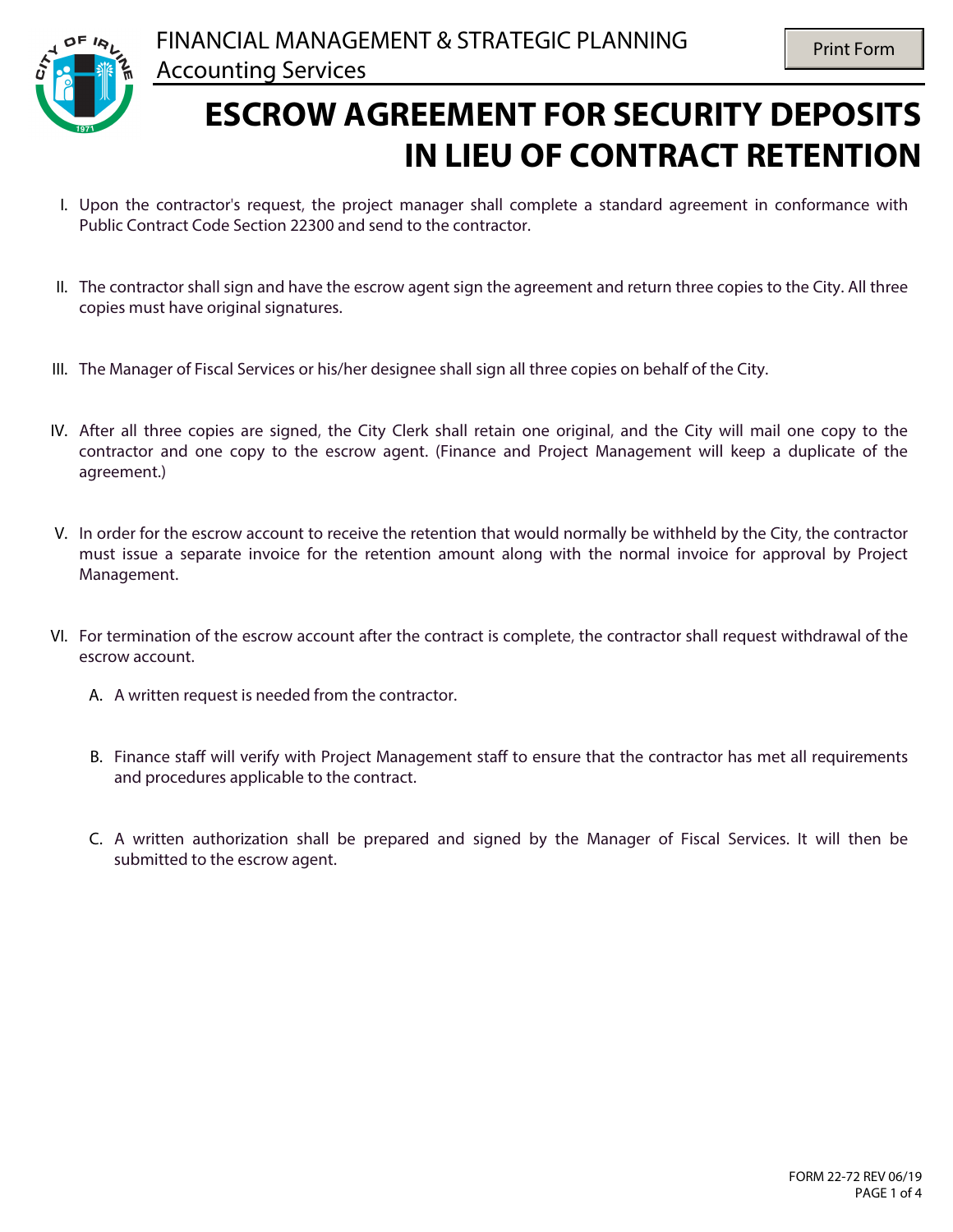FINANCIAL MANAGEMENT & STRATEGIC PLANNING
Accounting Services

# ESCROW AGREEMENT FOR SECURITY DEPOSITS IN LIEU OF CONTRACT RETENTION

I. Upon the contractor's request, the project manager shall complete a standard agreement in conformance with Public Contract Code Section 22300 and send to the contractor.

II. The contractor shall sign and have the escrow agent sign the agreement and return three copies to the City. All three copies must have original signatures.

III. The Manager of Fiscal Services or his/her designee shall sign all three copies on behalf of the City.

IV. After all three copies are signed, the City Clerk shall retain one original, and the City will mail one copy to the contractor and one copy to the escrow agent. (Finance and Project Management will keep a duplicate of the agreement.)

V. In order for the escrow account to receive the retention that would normally be withheld by the City, the contractor must issue a separate invoice for the retention amount along with the normal invoice for approval by Project Management.

VI. For termination of the escrow account after the contract is complete, the contractor shall request withdrawal of the escrow account.

   A. A written request is needed from the contractor.

   B. Finance staff will verify with Project Management staff to ensure that the contractor has met all requirements and procedures applicable to the contract.

   C. A written authorization shall be prepared and signed by the Manager of Fiscal Services. It will then be submitted to the escrow agent.

FORM 22-72 REV 06/19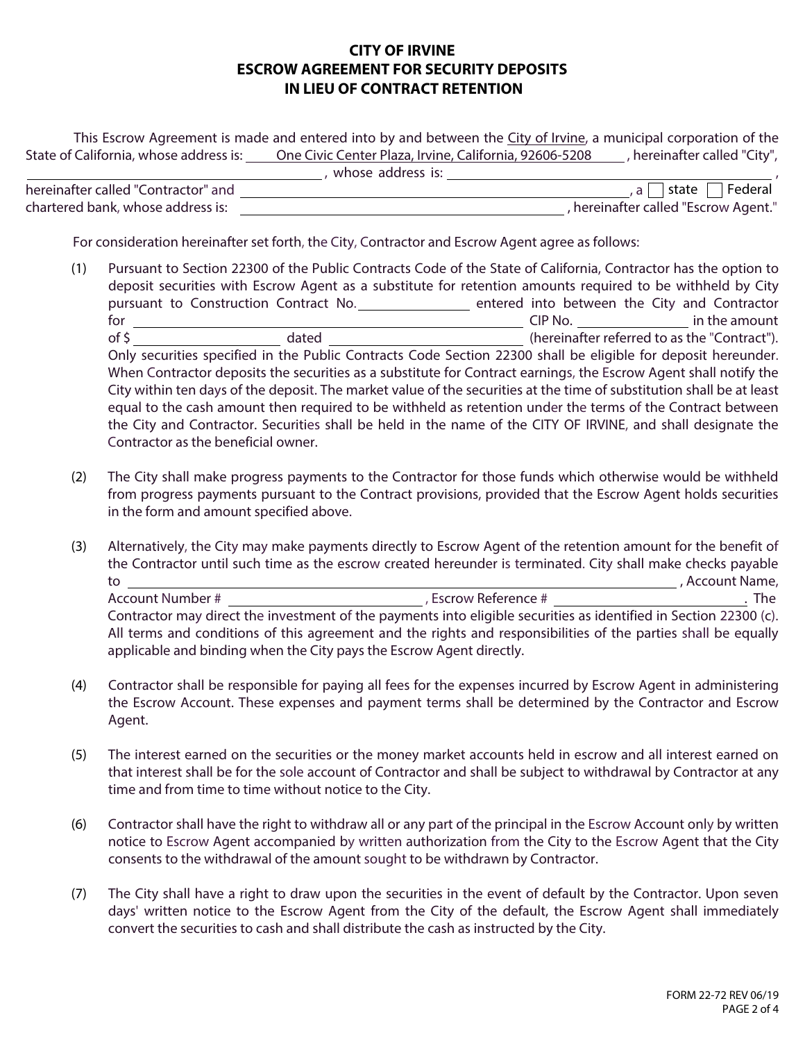# CITY OF IRVINE
# ESCROW AGREEMENT FOR SECURITY DEPOSITS IN LIEU OF CONTRACT RETENTION

This Escrow Agreement is made and entered into by and between the City of Irvine, a municipal corporation of the State of California, whose address is: One Civic Center Plaza, Irvine, California, 92606-5208, hereinafter called "City", ____________________, whose address is: ____________________, hereinafter called "Contractor" and ____________________, a ☐ state ☐ Federal chartered bank, whose address is: ____________________, hereinafter called "Escrow Agent."

For consideration hereinafter set forth, the City, Contractor and Escrow Agent agree as follows:

(1) Pursuant to Section 22300 of the Public Contracts Code of the State of California, Contractor has the option to deposit securities with Escrow Agent as a substitute for retention amounts required to be withheld by City pursuant to Construction Contract No. __________ entered into between the City and Contractor for ____________________ CIP No. __________ in the amount of $ __________ dated __________ (hereinafter referred to as the "Contract"). Only securities specified in the Public Contracts Code Section 22300 shall be eligible for deposit hereunder. When Contractor deposits the securities as a substitute for Contract earnings, the Escrow Agent shall notify the City within ten days of the deposit. The market value of the securities at the time of substitution shall be at least equal to the cash amount then required to be withheld as retention under the terms of the Contract between the City and Contractor. Securities shall be held in the name of the CITY OF IRVINE, and shall designate the Contractor as the beneficial owner.

(2) The City shall make progress payments to the Contractor for those funds which otherwise would be withheld from progress payments pursuant to the Contract provisions, provided that the Escrow Agent holds securities in the form and amount specified above.

(3) Alternatively, the City may make payments directly to Escrow Agent of the retention amount for the benefit of the Contractor until such time as the escrow created hereunder is terminated. City shall make checks payable to ____________________, Account Name, Account Number # __________, Escrow Reference # __________. The Contractor may direct the investment of the payments into eligible securities as identified in Section 22300 (c). All terms and conditions of this agreement and the rights and responsibilities of the parties shall be equally applicable and binding when the City pays the Escrow Agent directly.

(4) Contractor shall be responsible for paying all fees for the expenses incurred by Escrow Agent in administering the Escrow Account. These expenses and payment terms shall be determined by the Contractor and Escrow Agent.

(5) The interest earned on the securities or the money market accounts held in escrow and all interest earned on that interest shall be for the sole account of Contractor and shall be subject to withdrawal by Contractor at any time and from time to time without notice to the City.

(6) Contractor shall have the right to withdraw all or any part of the principal in the Escrow Account only by written notice to Escrow Agent accompanied by written authorization from the City to the Escrow Agent that the City consents to the withdrawal of the amount sought to be withdrawn by Contractor.

(7) The City shall have a right to draw upon the securities in the event of default by the Contractor. Upon seven days' written notice to the Escrow Agent from the City of the default, the Escrow Agent shall immediately convert the securities to cash and shall distribute the cash as instructed by the City.

FORM 22-72 REV 06/19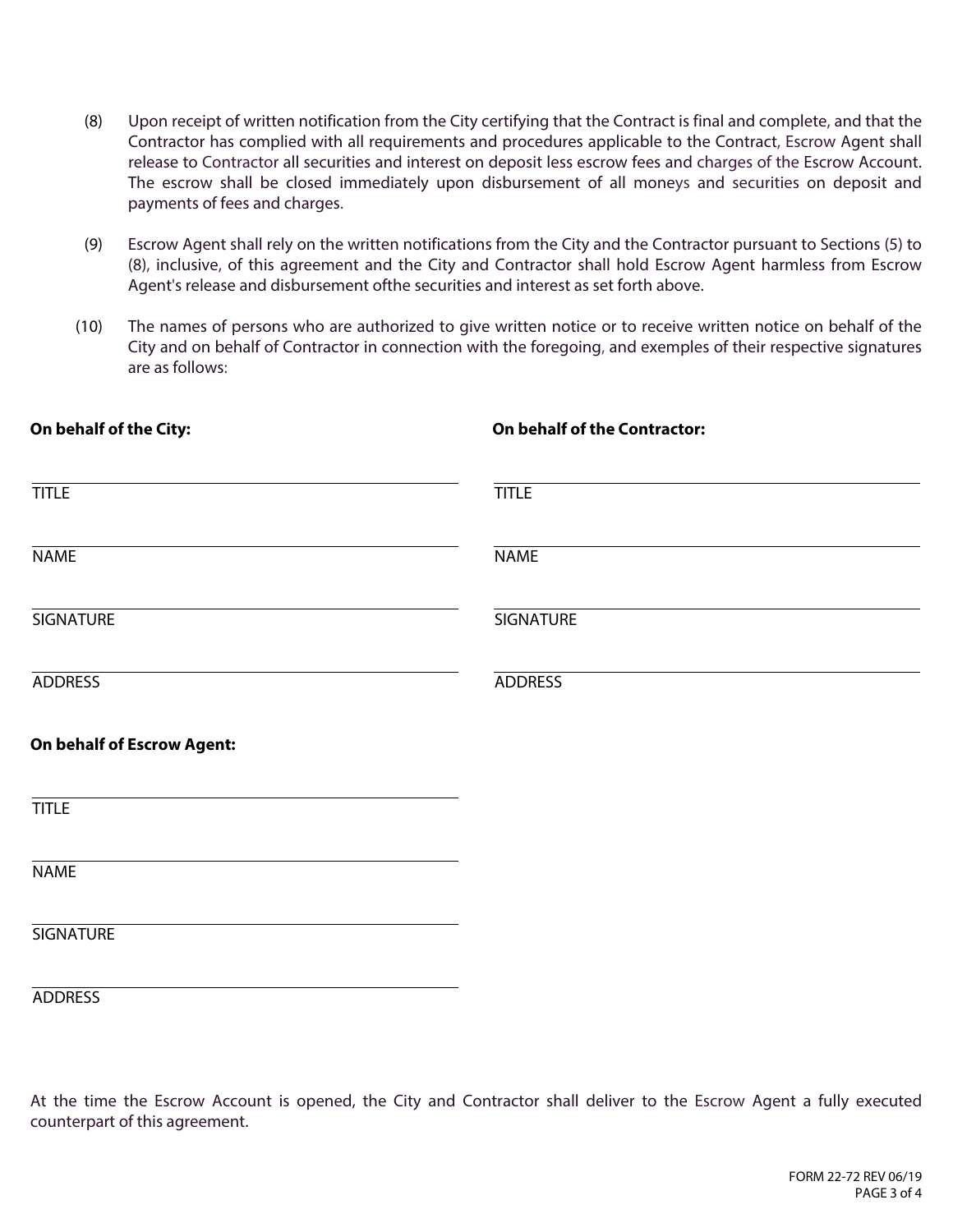(8) Upon receipt of written notification from the City certifying that the Contract is final and complete, and that the Contractor has complied with all requirements and procedures applicable to the Contract, Escrow Agent shall release to Contractor all securities and interest on deposit less escrow fees and charges of the Escrow Account. The escrow shall be closed immediately upon disbursement of all moneys and securities on deposit and payments of fees and charges.

(9) Escrow Agent shall rely on the written notifications from the City and the Contractor pursuant to Sections (5) to (8), inclusive, of this agreement and the City and Contractor shall hold Escrow Agent harmless from Escrow Agent's release and disbursement ofthe securities and interest as set forth above.

(10) The names of persons who are authorized to give written notice or to receive written notice on behalf of the City and on behalf of Contractor in connection with the foregoing, and exemples of their respective signatures are as follows:

**On behalf of the City:**

\_\_\_\_\_\_\_\_\_\_\_\_\_\_\_\_\_\_\_\_\_\_\_\_\_\_\_\_\_\_
TITLE

\_\_\_\_\_\_\_\_\_\_\_\_\_\_\_\_\_\_\_\_\_\_\_\_\_\_\_\_\_\_
NAME

\_\_\_\_\_\_\_\_\_\_\_\_\_\_\_\_\_\_\_\_\_\_\_\_\_\_\_\_\_\_
SIGNATURE

\_\_\_\_\_\_\_\_\_\_\_\_\_\_\_\_\_\_\_\_\_\_\_\_\_\_\_\_\_\_
ADDRESS

**On behalf of the Contractor:**

\_\_\_\_\_\_\_\_\_\_\_\_\_\_\_\_\_\_\_\_\_\_\_\_\_\_\_\_\_\_
TITLE

\_\_\_\_\_\_\_\_\_\_\_\_\_\_\_\_\_\_\_\_\_\_\_\_\_\_\_\_\_\_
NAME

\_\_\_\_\_\_\_\_\_\_\_\_\_\_\_\_\_\_\_\_\_\_\_\_\_\_\_\_\_\_
SIGNATURE

\_\_\_\_\_\_\_\_\_\_\_\_\_\_\_\_\_\_\_\_\_\_\_\_\_\_\_\_\_\_
ADDRESS

**On behalf of Escrow Agent:**

\_\_\_\_\_\_\_\_\_\_\_\_\_\_\_\_\_\_\_\_\_\_\_\_\_\_\_\_\_\_
TITLE

\_\_\_\_\_\_\_\_\_\_\_\_\_\_\_\_\_\_\_\_\_\_\_\_\_\_\_\_\_\_
NAME

\_\_\_\_\_\_\_\_\_\_\_\_\_\_\_\_\_\_\_\_\_\_\_\_\_\_\_\_\_\_
SIGNATURE

\_\_\_\_\_\_\_\_\_\_\_\_\_\_\_\_\_\_\_\_\_\_\_\_\_\_\_\_\_\_
ADDRESS

At the time the Escrow Account is opened, the City and Contractor shall deliver to the Escrow Agent a fully executed counterpart of this agreement.

FORM 22-72 REV 06/19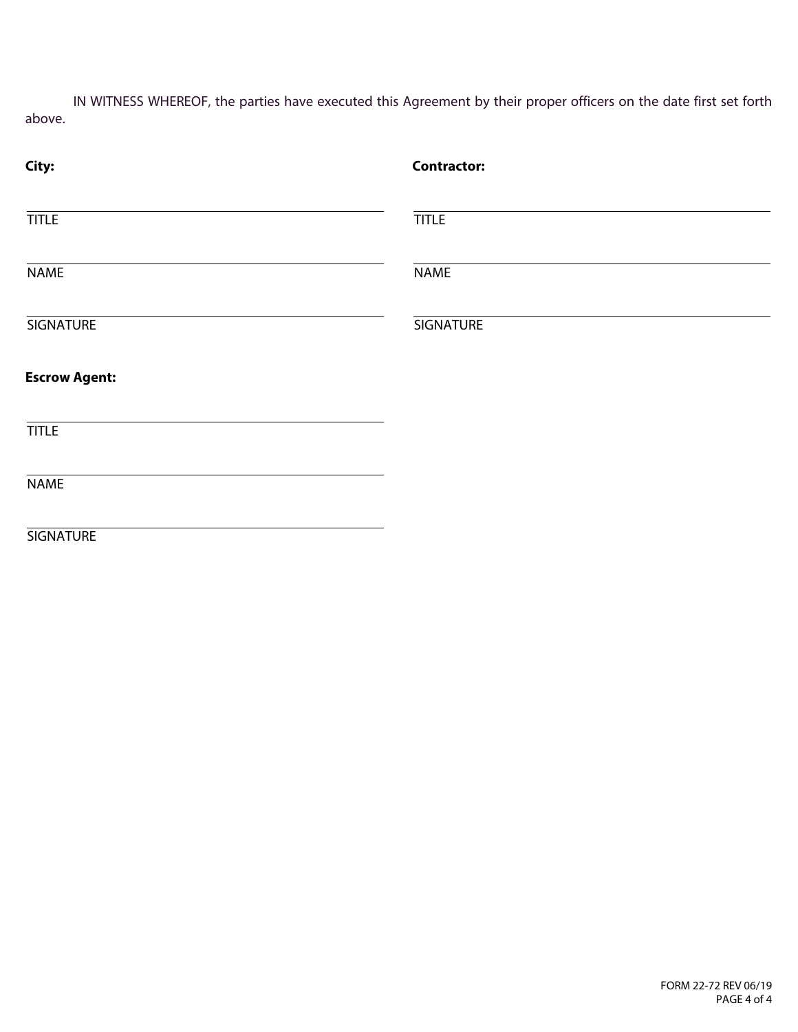IN WITNESS WHEREOF, the parties have executed this Agreement by their proper officers on the date first set forth above.

**City:**

______________________________
TITLE

______________________________
NAME

______________________________
SIGNATURE

**Contractor:**

______________________________
TITLE

______________________________
NAME

______________________________
SIGNATURE

**Escrow Agent:**

______________________________
TITLE

______________________________
NAME

______________________________
SIGNATURE

FORM 22-72 REV 06/19